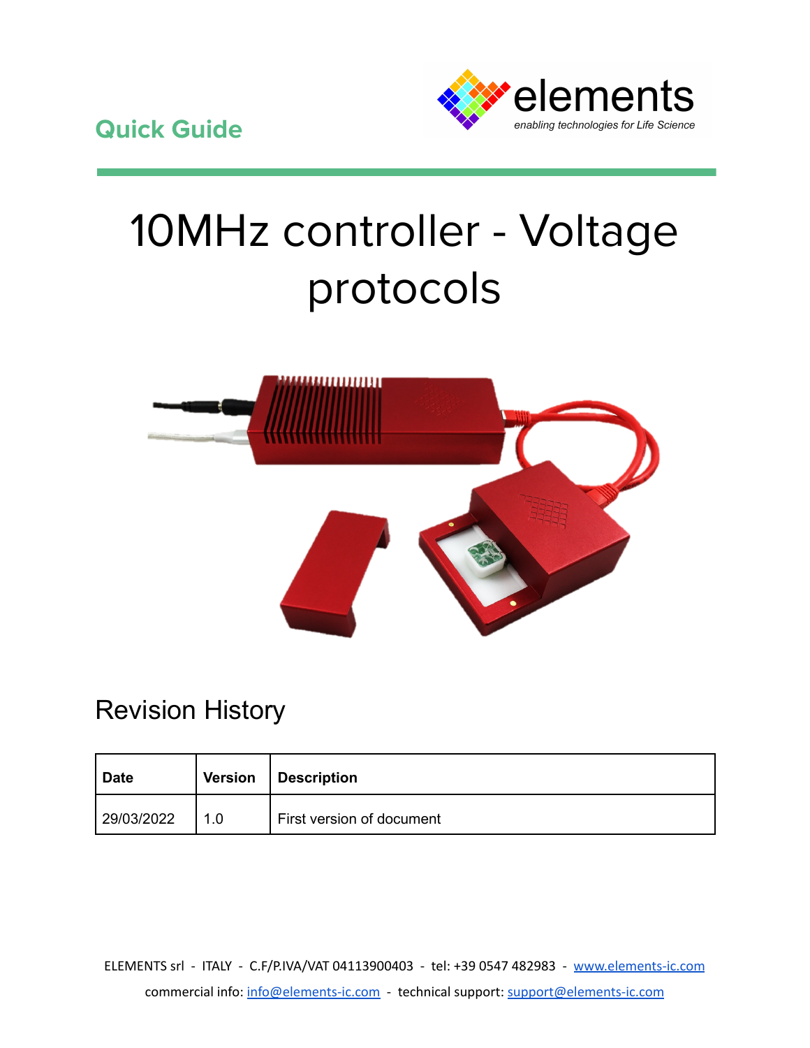Quick Guide

elements

*enabling technologies for Life Science*

# 10MHz controller - Voltage protocols

## Revision History

| Date | Version | Description |
| --- | --- | --- |
| 29/03/2022 | 1.0 | First version of document |

ELEMENTS srl - ITALY - C.F/P.IVA/VAT 04113900403 - tel: +39 0547 482983 - www.elements-ic.com

commercial info: info@elements-ic.com - technical support: support@elements-ic.com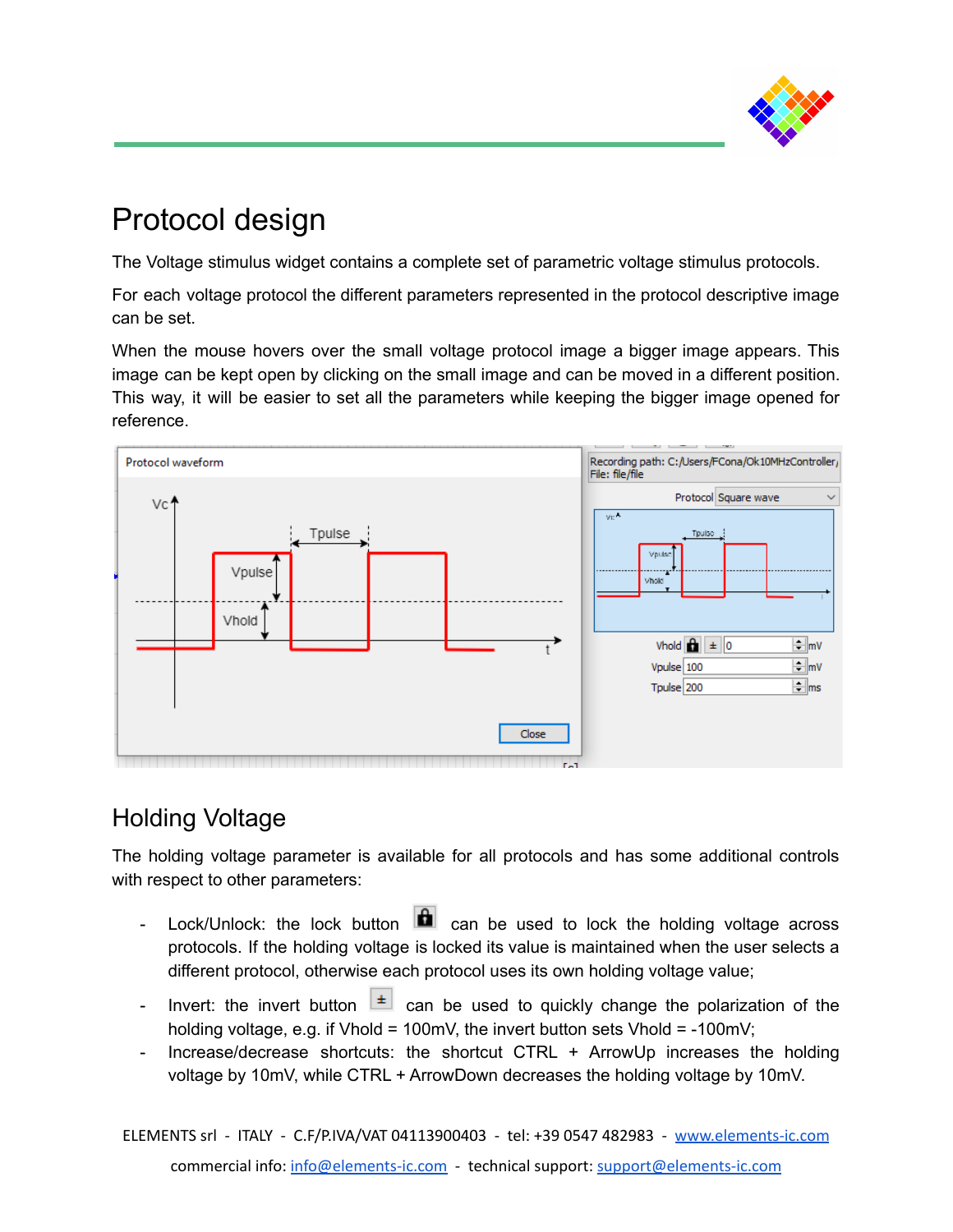# Protocol design

The Voltage stimulus widget contains a complete set of parametric voltage stimulus protocols.

For each voltage protocol the different parameters represented in the protocol descriptive image can be set.

When the mouse hovers over the small voltage protocol image a bigger image appears. This image can be kept open by clicking on the small image and can be moved in a different position. This way, it will be easier to set all the parameters while keeping the bigger image opened for reference.

## Holding Voltage

The holding voltage parameter is available for all protocols and has some additional controls with respect to other parameters:

- Lock/Unlock: the lock button can be used to lock the holding voltage across protocols. If the holding voltage is locked its value is maintained when the user selects a different protocol, otherwise each protocol uses its own holding voltage value;
- Invert: the invert button ± can be used to quickly change the polarization of the holding voltage, e.g. if Vhold = 100mV, the invert button sets Vhold = -100mV;
- Increase/decrease shortcuts: the shortcut CTRL + ArrowUp increases the holding voltage by 10mV, while CTRL + ArrowDown decreases the holding voltage by 10mV.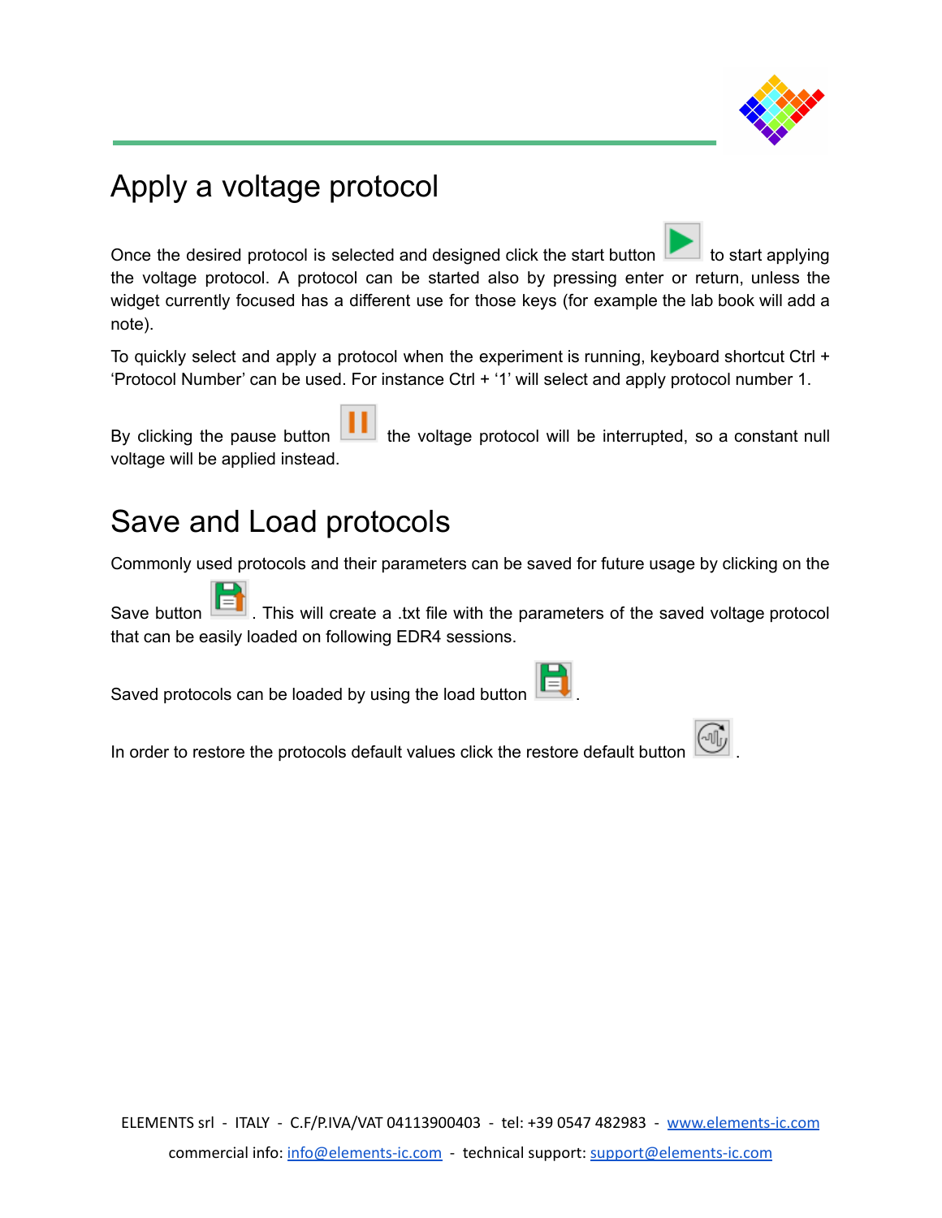# Apply a voltage protocol

Once the desired protocol is selected and designed click the start button to start applying the voltage protocol. A protocol can be started also by pressing enter or return, unless the widget currently focused has a different use for those keys (for example the lab book will add a note).

To quickly select and apply a protocol when the experiment is running, keyboard shortcut Ctrl + 'Protocol Number' can be used. For instance Ctrl + '1' will select and apply protocol number 1.

By clicking the pause button the voltage protocol will be interrupted, so a constant null voltage will be applied instead.

# Save and Load protocols

Commonly used protocols and their parameters can be saved for future usage by clicking on the Save button . This will create a .txt file with the parameters of the saved voltage protocol that can be easily loaded on following EDR4 sessions.

Saved protocols can be loaded by using the load button .

In order to restore the protocols default values click the restore default button .